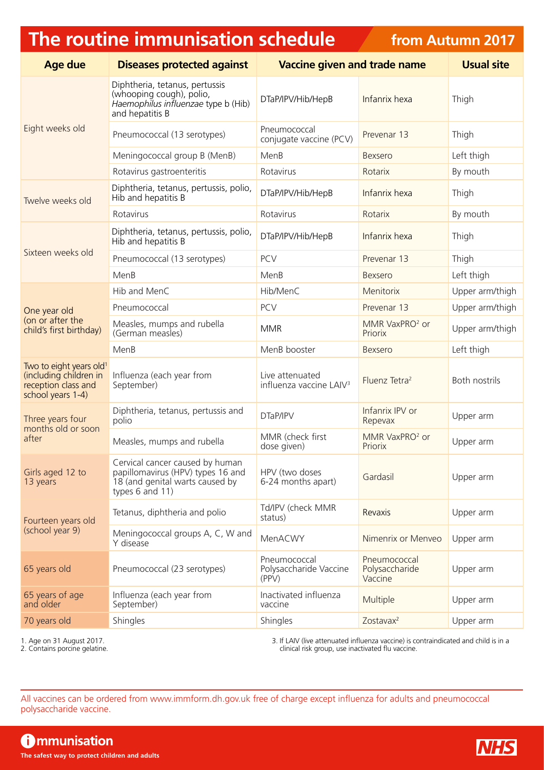# The routine immunisation schedule

## from Autumn 2017

| Age due | Diseases protected against | Vaccine given | Trade name | Usual site |
|---|---|---|---|---|
| Eight weeks old | Diphtheria, tetanus, pertussis (whooping cough), polio, *Haemophilus influenzae* type b (Hib) and hepatitis B | DTaP/IPV/Hib/HepB | Infanrix hexa | Thigh |
| | Pneumococcal (13 serotypes) | Pneumococcal conjugate vaccine (PCV) | Prevenar 13 | Thigh |
| | Meningococcal group B (MenB) | MenB | Bexsero | Left thigh |
| | Rotavirus gastroenteritis | Rotavirus | Rotarix | By mouth |
| Twelve weeks old | Diphtheria, tetanus, pertussis, polio, Hib and hepatitis B | DTaP/IPV/Hib/HepB | Infanrix hexa | Thigh |
| | Rotavirus | Rotavirus | Rotarix | By mouth |
| Sixteen weeks old | Diphtheria, tetanus, pertussis, polio, Hib and hepatitis B | DTaP/IPV/Hib/HepB | Infanrix hexa | Thigh |
| | Pneumococcal (13 serotypes) | PCV | Prevenar 13 | Thigh |
| | MenB | MenB | Bexsero | Left thigh |
| One year old (on or after the child's first birthday) | Hib and MenC | Hib/MenC | Menitorix | Upper arm/thigh |
| | Pneumococcal | PCV | Prevenar 13 | Upper arm/thigh |
| | Measles, mumps and rubella (German measles) | MMR | MMR VaxPRO[2] or Priorix | Upper arm/thigh |
| | MenB | MenB booster | Bexsero | Left thigh |
| Two to eight years old[1] (including children in reception class and school years 1-4) | Influenza (each year from September) | Live attenuated influenza vaccine LAIV[3] | Fluenz Tetra[2] | Both nostrils |
| Three years four months old or soon after | Diphtheria, tetanus, pertussis and polio | DTaP/IPV | Infanrix IPV or Repevax | Upper arm |
| | Measles, mumps and rubella | MMR (check first dose given) | MMR VaxPRO[2] or Priorix | Upper arm |
| Girls aged 12 to 13 years | Cervical cancer caused by human papillomavirus (HPV) types 16 and 18 (and genital warts caused by types 6 and 11) | HPV (two doses 6-24 months apart) | Gardasil | Upper arm |
| Fourteen years old (school year 9) | Tetanus, diphtheria and polio | Td/IPV (check MMR status) | Revaxis | Upper arm |
| | Meningococcal groups A, C, W and Y disease | MenACWY | Nimenrix or Menveo | Upper arm |
| 65 years old | Pneumococcal (23 serotypes) | Pneumococcal Polysaccharide Vaccine (PPV) | Pneumococcal Polysaccharide Vaccine | Upper arm |
| 65 years of age and older | Influenza (each year from September) | Inactivated influenza vaccine | Multiple | Upper arm |
| 70 years old | Shingles | Shingles | Zostavax[2] | Upper arm |

1. Age on 31 August 2017.
2. Contains porcine gelatine.
3. If LAIV (live attenuated influenza vaccine) is contraindicated and child is in a clinical risk group, use inactivated flu vaccine.

All vaccines can be ordered from www.immform.dh.gov.uk free of charge except influenza for adults and pneumococcal polysaccharide vaccine.

Immunisation

The safest way to protect children and adults

NHS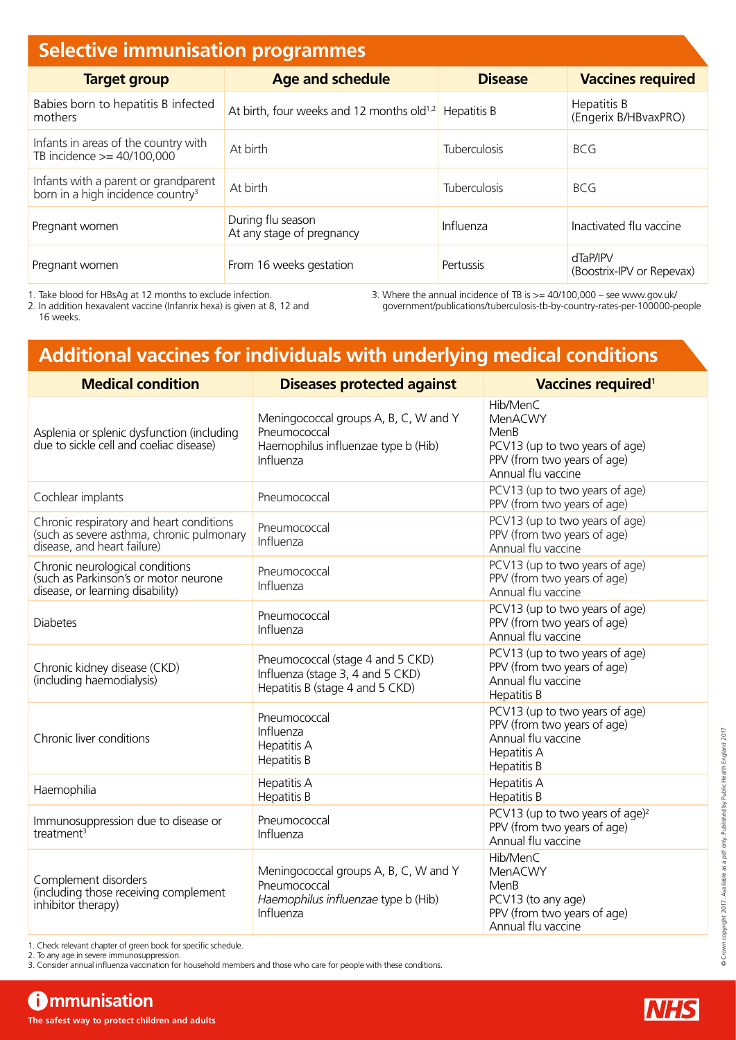## Selective immunisation programmes

| Target group | Age and schedule | Disease | Vaccines required |
|---|---|---|---|
| Babies born to hepatitis B infected mothers | At birth, four weeks and 12 months old[1,2] | Hepatitis B | Hepatitis B (Engerix B/HBvaxPRO) |
| Infants in areas of the country with TB incidence >= 40/100,000 | At birth | Tuberculosis | BCG |
| Infants with a parent or grandparent born in a high incidence country[3] | At birth | Tuberculosis | BCG |
| Pregnant women | During flu season At any stage of pregnancy | Influenza | Inactivated flu vaccine |
| Pregnant women | From 16 weeks gestation | Pertussis | dTaP/IPV (Boostrix-IPV or Repevax) |

1. Take blood for HBsAg at 12 months to exclude infection.
2. In addition hexavalent vaccine (Infanrix hexa) is given at 8, 12 and 16 weeks.
3. Where the annual incidence of TB is >= 40/100,000 – see www.gov.uk/government/publications/tuberculosis-tb-by-country-rates-per-100000-people

## Additional vaccines for individuals with underlying medical conditions

| Medical condition | Diseases protected against | Vaccines required[1] |
|---|---|---|
| Asplenia or splenic dysfunction (including due to sickle cell and coeliac disease) | Meningococcal groups A, B, C, W and Y<br>Pneumococcal<br>Haemophilus influenzae type b (Hib)<br>Influenza | Hib/MenC<br>MenACWY<br>MenB<br>PCV13 (up to two years of age)<br>PPV (from two years of age)<br>Annual flu vaccine |
| Cochlear implants | Pneumococcal | PCV13 (up to two years of age)<br>PPV (from two years of age) |
| Chronic respiratory and heart conditions (such as severe asthma, chronic pulmonary disease, and heart failure) | Pneumococcal<br>Influenza | PCV13 (up to two years of age)<br>PPV (from two years of age)<br>Annual flu vaccine |
| Chronic neurological conditions (such as Parkinson's or motor neurone disease, or learning disability) | Pneumococcal<br>Influenza | PCV13 (up to two years of age)<br>PPV (from two years of age)<br>Annual flu vaccine |
| Diabetes | Pneumococcal<br>Influenza | PCV13 (up to two years of age)<br>PPV (from two years of age)<br>Annual flu vaccine |
| Chronic kidney disease (CKD) (including haemodialysis) | Pneumococcal (stage 4 and 5 CKD)<br>Influenza (stage 3, 4 and 5 CKD)<br>Hepatitis B (stage 4 and 5 CKD) | PCV13 (up to two years of age)<br>PPV (from two years of age)<br>Annual flu vaccine<br>Hepatitis B |
| Chronic liver conditions | Pneumococcal<br>Influenza<br>Hepatitis A<br>Hepatitis B | PCV13 (up to two years of age)<br>PPV (from two years of age)<br>Annual flu vaccine<br>Hepatitis A<br>Hepatitis B |
| Haemophilia | Hepatitis A<br>Hepatitis B | Hepatitis A<br>Hepatitis B |
| Immunosuppression due to disease or treatment[3] | Pneumococcal<br>Influenza | PCV13 (up to two years of age)[2]<br>PPV (from two years of age)<br>Annual flu vaccine |
| Complement disorders (including those receiving complement inhibitor therapy) | Meningococcal groups A, B, C, W and Y<br>Pneumococcal<br>*Haemophilus influenzae* type b (Hib)<br>Influenza | Hib/MenC<br>MenACWY<br>MenB<br>PCV13 (to any age)<br>PPV (from two years of age)<br>Annual flu vaccine |

1. Check relevant chapter of green book for specific schedule.
2. To any age in severe immunosuppression.
3. Consider annual influenza vaccination for household members and those who care for people with these conditions.

© Crown copyright 2017. Available as a pdf only. Published by Public Health England 2017

**Immunisation**
The safest way to protect children and adults

NHS